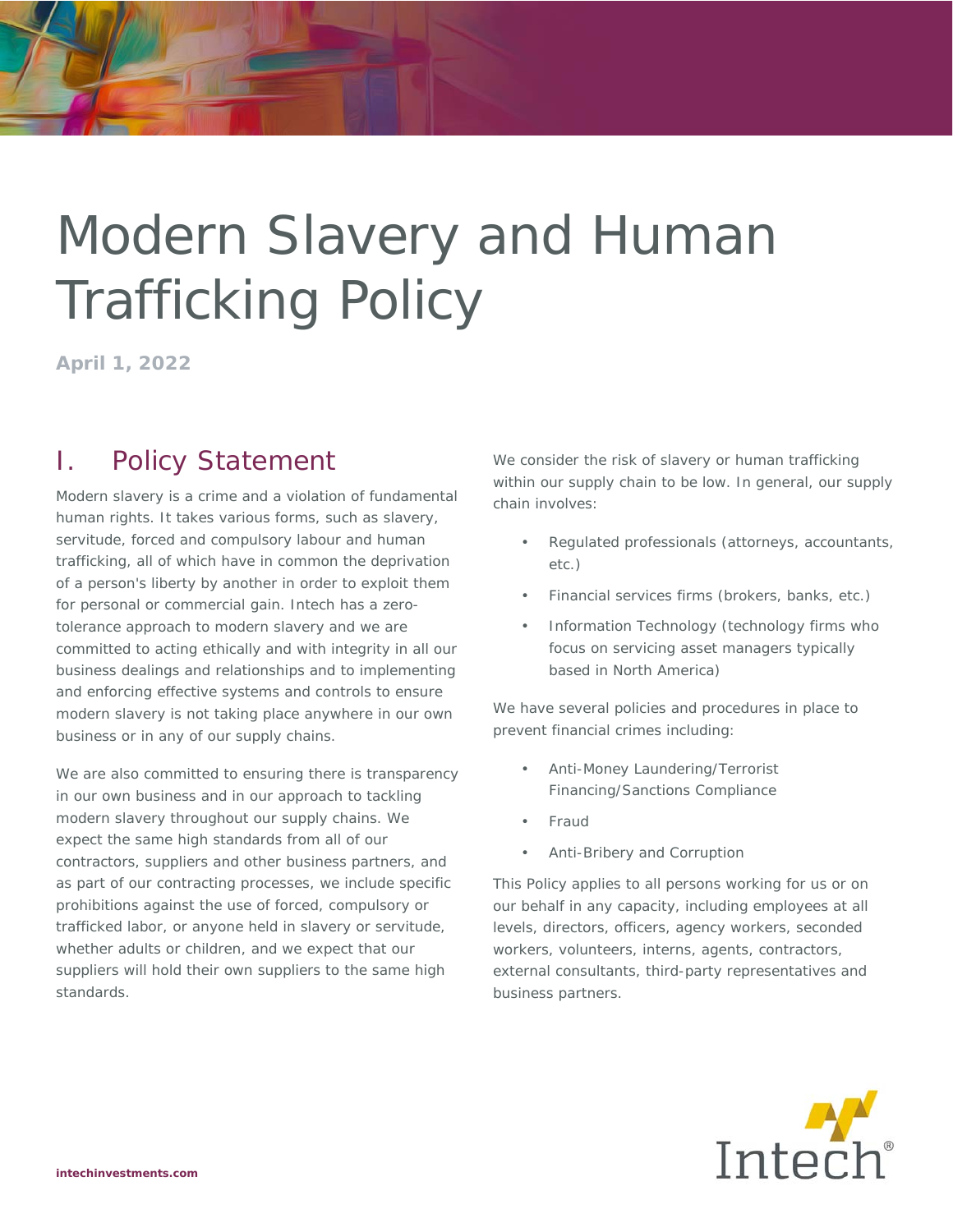# Modern Slavery and Human Trafficking Policy

**April 1, 2022**

## I. Policy Statement

Modern slavery is a crime and a violation of fundamental human rights. It takes various forms, such as slavery, servitude, forced and compulsory labour and human trafficking, all of which have in common the deprivation of a person's liberty by another in order to exploit them for personal or commercial gain. Intech has a zero-tolerance approach to modern slavery and we are committed to acting ethically and with integrity in all our business dealings and relationships and to implementing and enforcing effective systems and controls to ensure modern slavery is not taking place anywhere in our own business or in any of our supply chains.

We are also committed to ensuring there is transparency in our own business and in our approach to tackling modern slavery throughout our supply chains. We expect the same high standards from all of our contractors, suppliers and other business partners, and as part of our contracting processes, we include specific prohibitions against the use of forced, compulsory or trafficked labor, or anyone held in slavery or servitude, whether adults or children, and we expect that our suppliers will hold their own suppliers to the same high standards.

We consider the risk of slavery or human trafficking within our supply chain to be low. In general, our supply chain involves:

- Regulated professionals (attorneys, accountants, etc.)
- Financial services firms (brokers, banks, etc.)
- Information Technology (technology firms who focus on servicing asset managers typically based in North America)

We have several policies and procedures in place to prevent financial crimes including:

- Anti-Money Laundering/Terrorist Financing/Sanctions Compliance
- Fraud
- Anti-Bribery and Corruption

This Policy applies to all persons working for us or on our behalf in any capacity, including employees at all levels, directors, officers, agency workers, seconded workers, volunteers, interns, agents, contractors, external consultants, third-party representatives and business partners.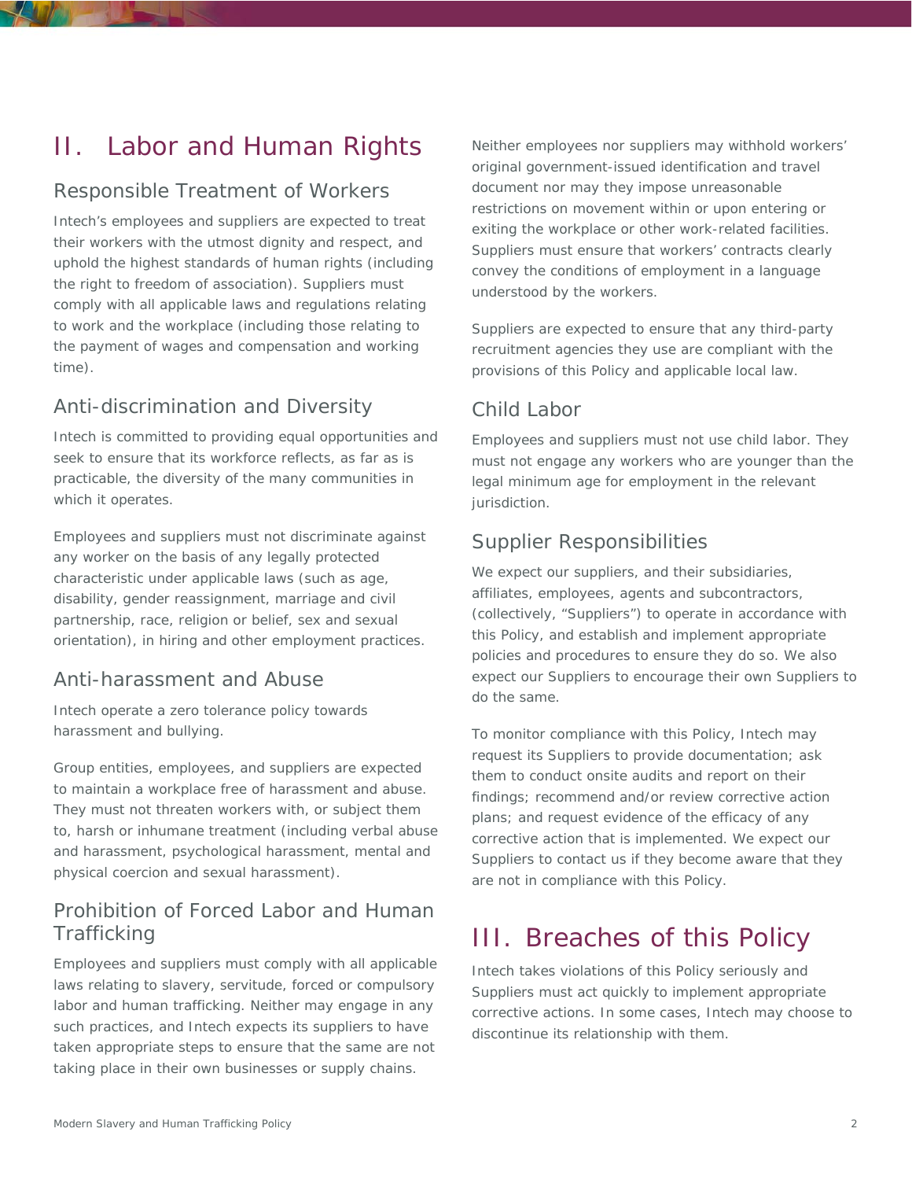# II. Labor and Human Rights

## Responsible Treatment of Workers

Intech's employees and suppliers are expected to treat their workers with the utmost dignity and respect, and uphold the highest standards of human rights (including the right to freedom of association). Suppliers must comply with all applicable laws and regulations relating to work and the workplace (including those relating to the payment of wages and compensation and working time).

## Anti-discrimination and Diversity

Intech is committed to providing equal opportunities and seek to ensure that its workforce reflects, as far as is practicable, the diversity of the many communities in which it operates.

Employees and suppliers must not discriminate against any worker on the basis of any legally protected characteristic under applicable laws (such as age, disability, gender reassignment, marriage and civil partnership, race, religion or belief, sex and sexual orientation), in hiring and other employment practices.

## Anti-harassment and Abuse

Intech operate a zero tolerance policy towards harassment and bullying.

Group entities, employees, and suppliers are expected to maintain a workplace free of harassment and abuse. They must not threaten workers with, or subject them to, harsh or inhumane treatment (including verbal abuse and harassment, psychological harassment, mental and physical coercion and sexual harassment).

## Prohibition of Forced Labor and Human Trafficking

Employees and suppliers must comply with all applicable laws relating to slavery, servitude, forced or compulsory labor and human trafficking. Neither may engage in any such practices, and Intech expects its suppliers to have taken appropriate steps to ensure that the same are not taking place in their own businesses or supply chains.

Neither employees nor suppliers may withhold workers' original government-issued identification and travel document nor may they impose unreasonable restrictions on movement within or upon entering or exiting the workplace or other work-related facilities. Suppliers must ensure that workers' contracts clearly convey the conditions of employment in a language understood by the workers.

Suppliers are expected to ensure that any third-party recruitment agencies they use are compliant with the provisions of this Policy and applicable local law.

## Child Labor

Employees and suppliers must not use child labor. They must not engage any workers who are younger than the legal minimum age for employment in the relevant jurisdiction.

## Supplier Responsibilities

We expect our suppliers, and their subsidiaries, affiliates, employees, agents and subcontractors, (collectively, "Suppliers") to operate in accordance with this Policy, and establish and implement appropriate policies and procedures to ensure they do so. We also expect our Suppliers to encourage their own Suppliers to do the same.

To monitor compliance with this Policy, Intech may request its Suppliers to provide documentation; ask them to conduct onsite audits and report on their findings; recommend and/or review corrective action plans; and request evidence of the efficacy of any corrective action that is implemented. We expect our Suppliers to contact us if they become aware that they are not in compliance with this Policy.

# III. Breaches of this Policy

Intech takes violations of this Policy seriously and Suppliers must act quickly to implement appropriate corrective actions. In some cases, Intech may choose to discontinue its relationship with them.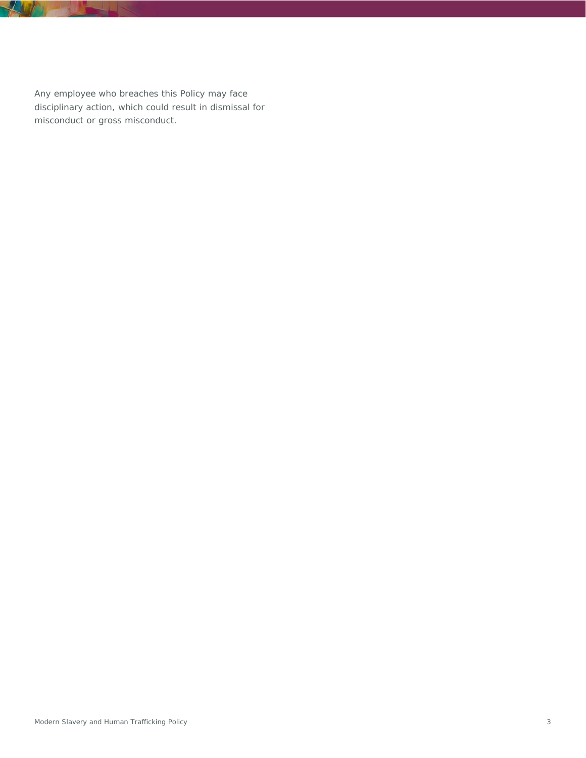Any employee who breaches this Policy may face disciplinary action, which could result in dismissal for misconduct or gross misconduct.